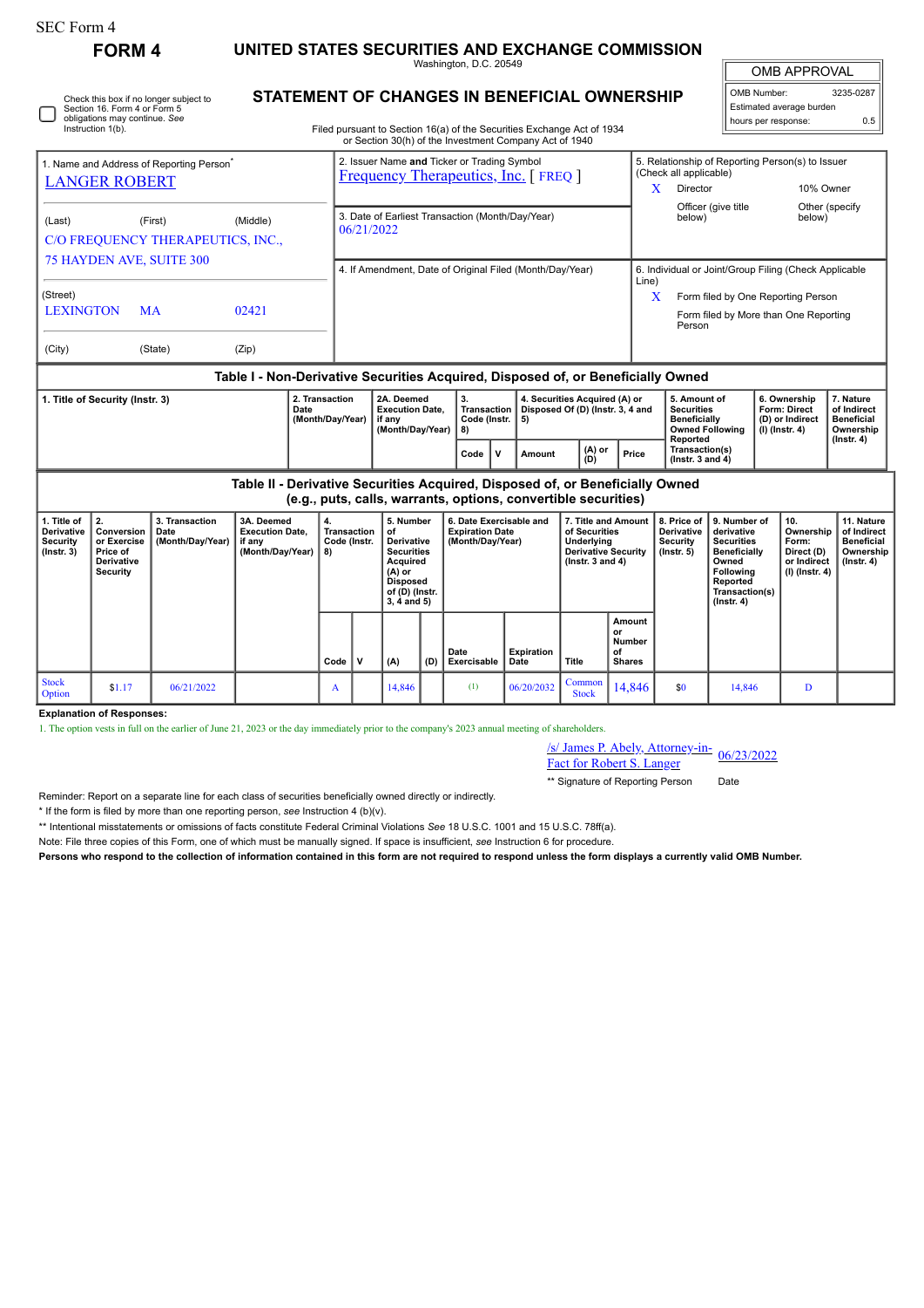SEC Form 4

# FORM 4

# UNITED STATES SECURITIES AND EXCHANGE COMMISSION

Washington, D.C. 20549

## STATEMENT OF CHANGES IN BENEFICIAL OWNERSHIP

Check this box if no longer subject to Section 16. Form 4 or Form 5 obligations may continue. *See* Instruction 1(b).

Filed pursuant to Section 16(a) of the Securities Exchange Act of 1934 or Section 30(h) of the Investment Company Act of 1940

| OMB APPROVAL | |
|---|---|
| OMB Number: | 3235-0287 |
| Estimated average burden | |
| hours per response: | 0.5 |

1. Name and Address of Reporting Person*
LANGER ROBERT

(Last) (First) (Middle)
C/O FREQUENCY THERAPEUTICS, INC.,
75 HAYDEN AVE, SUITE 300

(Street)
LEXINGTON MA 02421

(City) (State) (Zip)

2. Issuer Name **and** Ticker or Trading Symbol
Frequency Therapeutics, Inc. [ FREQ ]

3. Date of Earliest Transaction (Month/Day/Year)
06/21/2022

4. If Amendment, Date of Original Filed (Month/Day/Year)

5. Relationship of Reporting Person(s) to Issuer (Check all applicable)
X Director
10% Owner
Officer (give title below)
Other (specify below)

6. Individual or Joint/Group Filing (Check Applicable Line)
X Form filed by One Reporting Person
Form filed by More than One Reporting Person

### Table I - Non-Derivative Securities Acquired, Disposed of, or Beneficially Owned

| 1. Title of Security (Instr. 3) | 2. Transaction Date (Month/Day/Year) | 2A. Deemed Execution Date, if any (Month/Day/Year) | 3. Transaction Code (Instr. 8) | | 4. Securities Acquired (A) or Disposed Of (D) (Instr. 3, 4 and 5) | | | 5. Amount of Securities Beneficially Owned Following Reported Transaction(s) (Instr. 3 and 4) | 6. Ownership Form: Direct (D) or Indirect (I) (Instr. 4) | 7. Nature of Indirect Beneficial Ownership (Instr. 4) |
|---|---|---|---|---|---|---|---|---|---|---|
| | | | Code | V | Amount | (A) or (D) | Price | | | |

### Table II - Derivative Securities Acquired, Disposed of, or Beneficially Owned (e.g., puts, calls, warrants, options, convertible securities)

| 1. Title of Derivative Security (Instr. 3) | 2. Conversion or Exercise Price of Derivative Security | 3. Transaction Date (Month/Day/Year) | 3A. Deemed Execution Date, if any (Month/Day/Year) | 4. Transaction Code (Instr. 8) | | 5. Number of Derivative Securities Acquired (A) or Disposed of (D) (Instr. 3, 4 and 5) | | 6. Date Exercisable and Expiration Date (Month/Day/Year) | | 7. Title and Amount of Securities Underlying Derivative Security (Instr. 3 and 4) | | 8. Price of Derivative Security (Instr. 5) | 9. Number of derivative Securities Beneficially Owned Following Reported Transaction(s) (Instr. 4) | 10. Ownership Form: Direct (D) or Indirect (I) (Instr. 4) | 11. Nature of Indirect Beneficial Ownership (Instr. 4) |
|---|---|---|---|---|---|---|---|---|---|---|---|---|---|---|---|
| | | | | Code | V | (A) | (D) | Date Exercisable | Expiration Date | Title | Amount or Number of Shares | | | | |
| Stock Option | $1.17 | 06/21/2022 | | A | | 14,846 | | (1) | 06/20/2032 | Common Stock | 14,846 | $0 | 14,846 | D | |

**Explanation of Responses:**

1. The option vests in full on the earlier of June 21, 2023 or the day immediately prior to the company's 2023 annual meeting of shareholders.

/s/ James P. Abely, Attorney-in-Fact for Robert S. Langer  06/23/2022

** Signature of Reporting Person  Date

Reminder: Report on a separate line for each class of securities beneficially owned directly or indirectly.

* If the form is filed by more than one reporting person, *see* Instruction 4 (b)(v).

** Intentional misstatements or omissions of facts constitute Federal Criminal Violations *See* 18 U.S.C. 1001 and 15 U.S.C. 78ff(a).

Note: File three copies of this Form, one of which must be manually signed. If space is insufficient, *see* Instruction 6 for procedure.

**Persons who respond to the collection of information contained in this form are not required to respond unless the form displays a currently valid OMB Number.**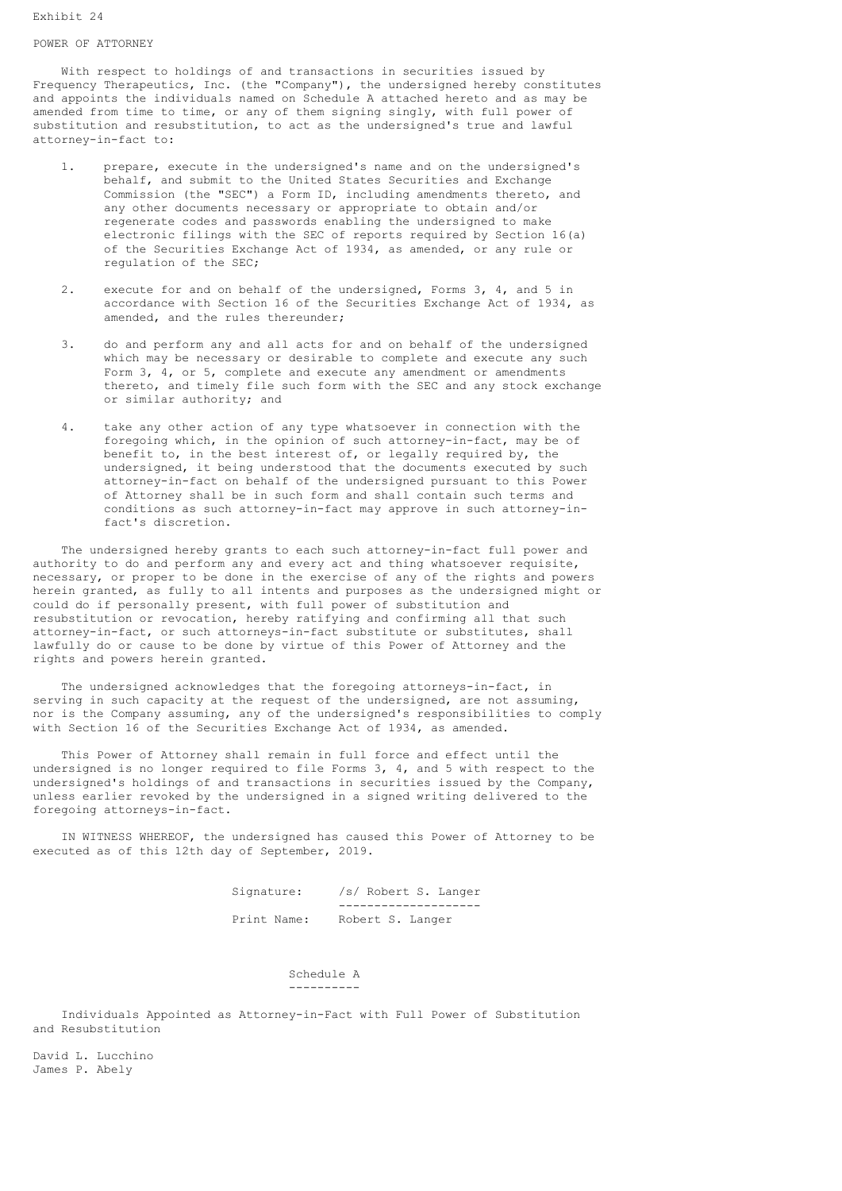Exhibit 24

# POWER OF ATTORNEY

With respect to holdings of and transactions in securities issued by Frequency Therapeutics, Inc. (the "Company"), the undersigned hereby constitutes and appoints the individuals named on Schedule A attached hereto and as may be amended from time to time, or any of them signing singly, with full power of substitution and resubstitution, to act as the undersigned's true and lawful attorney-in-fact to:

1. prepare, execute in the undersigned's name and on the undersigned's behalf, and submit to the United States Securities and Exchange Commission (the "SEC") a Form ID, including amendments thereto, and any other documents necessary or appropriate to obtain and/or regenerate codes and passwords enabling the undersigned to make electronic filings with the SEC of reports required by Section 16(a) of the Securities Exchange Act of 1934, as amended, or any rule or regulation of the SEC;

2. execute for and on behalf of the undersigned, Forms 3, 4, and 5 in accordance with Section 16 of the Securities Exchange Act of 1934, as amended, and the rules thereunder;

3. do and perform any and all acts for and on behalf of the undersigned which may be necessary or desirable to complete and execute any such Form 3, 4, or 5, complete and execute any amendment or amendments thereto, and timely file such form with the SEC and any stock exchange or similar authority; and

4. take any other action of any type whatsoever in connection with the foregoing which, in the opinion of such attorney-in-fact, may be of benefit to, in the best interest of, or legally required by, the undersigned, it being understood that the documents executed by such attorney-in-fact on behalf of the undersigned pursuant to this Power of Attorney shall be in such form and shall contain such terms and conditions as such attorney-in-fact may approve in such attorney-in-fact's discretion.

The undersigned hereby grants to each such attorney-in-fact full power and authority to do and perform any and every act and thing whatsoever requisite, necessary, or proper to be done in the exercise of any of the rights and powers herein granted, as fully to all intents and purposes as the undersigned might or could do if personally present, with full power of substitution and resubstitution or revocation, hereby ratifying and confirming all that such attorney-in-fact, or such attorneys-in-fact substitute or substitutes, shall lawfully do or cause to be done by virtue of this Power of Attorney and the rights and powers herein granted.

The undersigned acknowledges that the foregoing attorneys-in-fact, in serving in such capacity at the request of the undersigned, are not assuming, nor is the Company assuming, any of the undersigned's responsibilities to comply with Section 16 of the Securities Exchange Act of 1934, as amended.

This Power of Attorney shall remain in full force and effect until the undersigned is no longer required to file Forms 3, 4, and 5 with respect to the undersigned's holdings of and transactions in securities issued by the Company, unless earlier revoked by the undersigned in a signed writing delivered to the foregoing attorneys-in-fact.

IN WITNESS WHEREOF, the undersigned has caused this Power of Attorney to be executed as of this 12th day of September, 2019.

Signature: /s/ Robert S. Langer

Print Name: Robert S. Langer

## Schedule A

Individuals Appointed as Attorney-in-Fact with Full Power of Substitution and Resubstitution

David L. Lucchino
James P. Abely